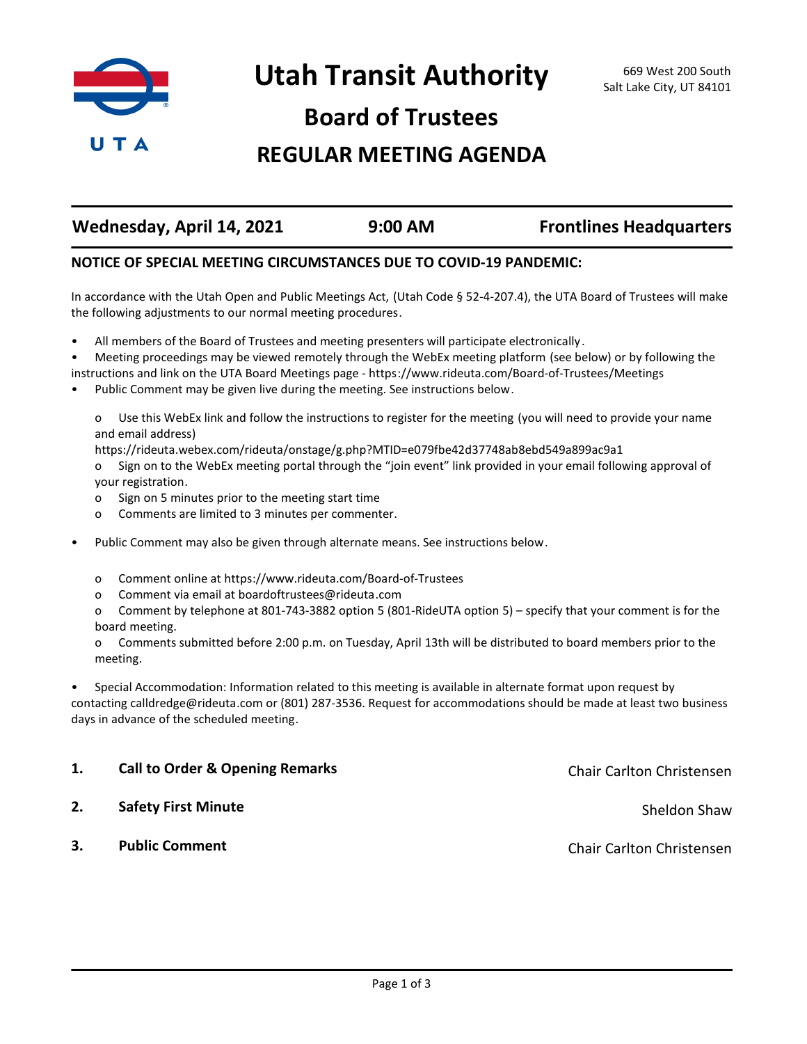# Utah Transit Authority

669 West 200 South
Salt Lake City, UT 84101

## Board of Trustees

## REGULAR MEETING AGENDA

**Wednesday, April 14, 2021** | **9:00 AM** | **Frontlines Headquarters**

### NOTICE OF SPECIAL MEETING CIRCUMSTANCES DUE TO COVID-19 PANDEMIC:

In accordance with the Utah Open and Public Meetings Act, (Utah Code § 52-4-207.4), the UTA Board of Trustees will make the following adjustments to our normal meeting procedures.

- All members of the Board of Trustees and meeting presenters will participate electronically.
- Meeting proceedings may be viewed remotely through the WebEx meeting platform (see below) or by following the instructions and link on the UTA Board Meetings page - https://www.rideuta.com/Board-of-Trustees/Meetings
- Public Comment may be given live during the meeting. See instructions below.
  - Use this WebEx link and follow the instructions to register for the meeting (you will need to provide your name and email address) https://rideuta.webex.com/rideuta/onstage/g.php?MTID=e079fbe42d37748ab8ebd549a899ac9a1
  - Sign on to the WebEx meeting portal through the "join event" link provided in your email following approval of your registration.
  - Sign on 5 minutes prior to the meeting start time
  - Comments are limited to 3 minutes per commenter.
- Public Comment may also be given through alternate means. See instructions below.
  - Comment online at https://www.rideuta.com/Board-of-Trustees
  - Comment via email at boardoftrustees@rideuta.com
  - Comment by telephone at 801-743-3882 option 5 (801-RideUTA option 5) – specify that your comment is for the board meeting.
  - Comments submitted before 2:00 p.m. on Tuesday, April 13th will be distributed to board members prior to the meeting.
- Special Accommodation: Information related to this meeting is available in alternate format upon request by contacting calldredge@rideuta.com or (801) 287-3536. Request for accommodations should be made at least two business days in advance of the scheduled meeting.

**1. Call to Order & Opening Remarks** — Chair Carlton Christensen

**2. Safety First Minute** — Sheldon Shaw

**3. Public Comment** — Chair Carlton Christensen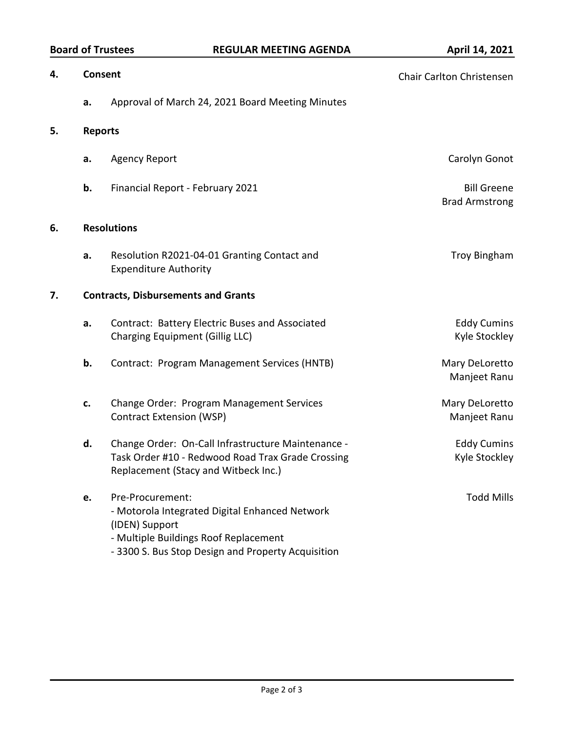**4. Consent** — Chair Carlton Christensen

a. Approval of March 24, 2021 Board Meeting Minutes

**5. Reports**

a. Agency Report — Carolyn Gonot

b. Financial Report - February 2021 — Bill Greene, Brad Armstrong

**6. Resolutions**

a. Resolution R2021-04-01 Granting Contact and Expenditure Authority — Troy Bingham

**7. Contracts, Disbursements and Grants**

a. Contract: Battery Electric Buses and Associated Charging Equipment (Gillig LLC) — Eddy Cumins, Kyle Stockley

b. Contract: Program Management Services (HNTB) — Mary DeLoretto, Manjeet Ranu

c. Change Order: Program Management Services Contract Extension (WSP) — Mary DeLoretto, Manjeet Ranu

d. Change Order: On-Call Infrastructure Maintenance - Task Order #10 - Redwood Road Trax Grade Crossing Replacement (Stacy and Witbeck Inc.) — Eddy Cumins, Kyle Stockley

e. Pre-Procurement: — Todd Mills
   - Motorola Integrated Digital Enhanced Network (IDEN) Support
   - Multiple Buildings Roof Replacement
   - 3300 S. Bus Stop Design and Property Acquisition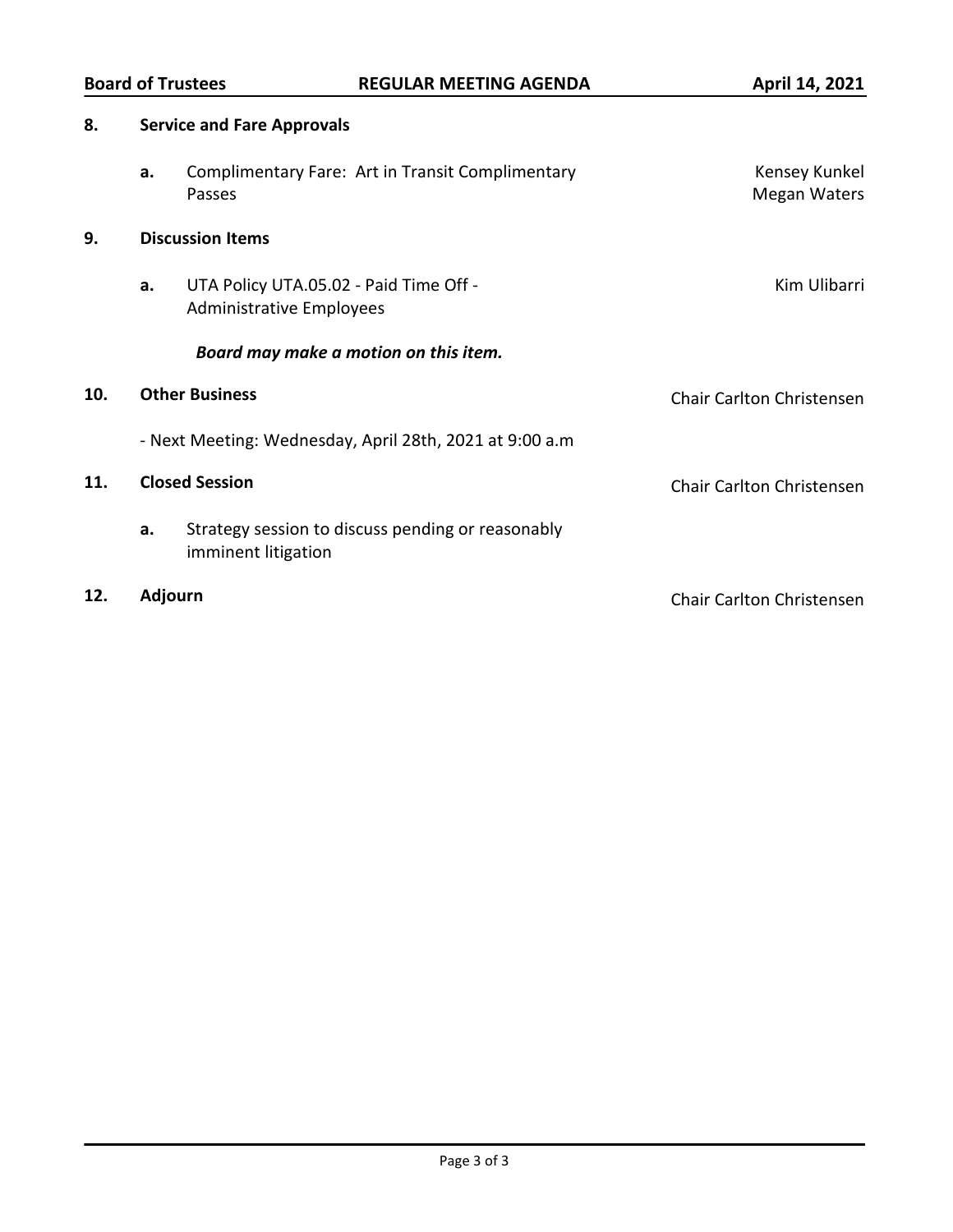**8. Service and Fare Approvals**

a. Complimentary Fare: Art in Transit Complimentary Passes — Kensey Kunkel, Megan Waters

**9. Discussion Items**

a. UTA Policy UTA.05.02 - Paid Time Off - Administrative Employees — Kim Ulibarri

***Board may make a motion on this item.***

**10. Other Business** — Chair Carlton Christensen

- Next Meeting: Wednesday, April 28th, 2021 at 9:00 a.m

**11. Closed Session** — Chair Carlton Christensen

a. Strategy session to discuss pending or reasonably imminent litigation

**12. Adjourn** — Chair Carlton Christensen